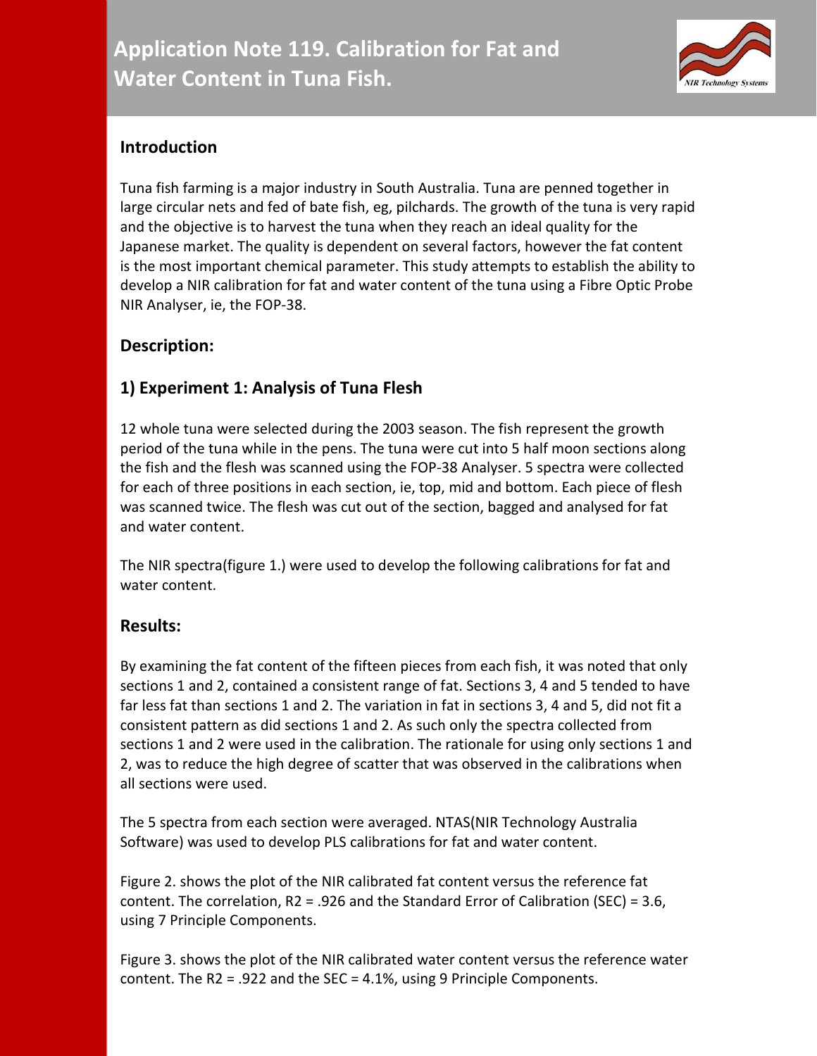# Application Note 119. Calibration for Fat and Water Content in Tuna Fish.

## Introduction

Tuna fish farming is a major industry in South Australia. Tuna are penned together in large circular nets and fed of bate fish, eg, pilchards. The growth of the tuna is very rapid and the objective is to harvest the tuna when they reach an ideal quality for the Japanese market. The quality is dependent on several factors, however the fat content is the most important chemical parameter. This study attempts to establish the ability to develop a NIR calibration for fat and water content of the tuna using a Fibre Optic Probe NIR Analyser, ie, the FOP-38.

## Description:

## 1) Experiment 1: Analysis of Tuna Flesh

12 whole tuna were selected during the 2003 season. The fish represent the growth period of the tuna while in the pens. The tuna were cut into 5 half moon sections along the fish and the flesh was scanned using the FOP-38 Analyser. 5 spectra were collected for each of three positions in each section, ie, top, mid and bottom. Each piece of flesh was scanned twice. The flesh was cut out of the section, bagged and analysed for fat and water content.

The NIR spectra(figure 1.) were used to develop the following calibrations for fat and water content.

## Results:

By examining the fat content of the fifteen pieces from each fish, it was noted that only sections 1 and 2, contained a consistent range of fat. Sections 3, 4 and 5 tended to have far less fat than sections 1 and 2. The variation in fat in sections 3, 4 and 5, did not fit a consistent pattern as did sections 1 and 2. As such only the spectra collected from sections 1 and 2 were used in the calibration. The rationale for using only sections 1 and 2, was to reduce the high degree of scatter that was observed in the calibrations when all sections were used.

The 5 spectra from each section were averaged. NTAS(NIR Technology Australia Software) was used to develop PLS calibrations for fat and water content.

Figure 2. shows the plot of the NIR calibrated fat content versus the reference fat content. The correlation, $R2 = .926$ and the Standard Error of Calibration (SEC) = 3.6, using 7 Principle Components.

Figure 3. shows the plot of the NIR calibrated water content versus the reference water content. The $R2 = .922$ and the SEC = 4.1%, using 9 Principle Components.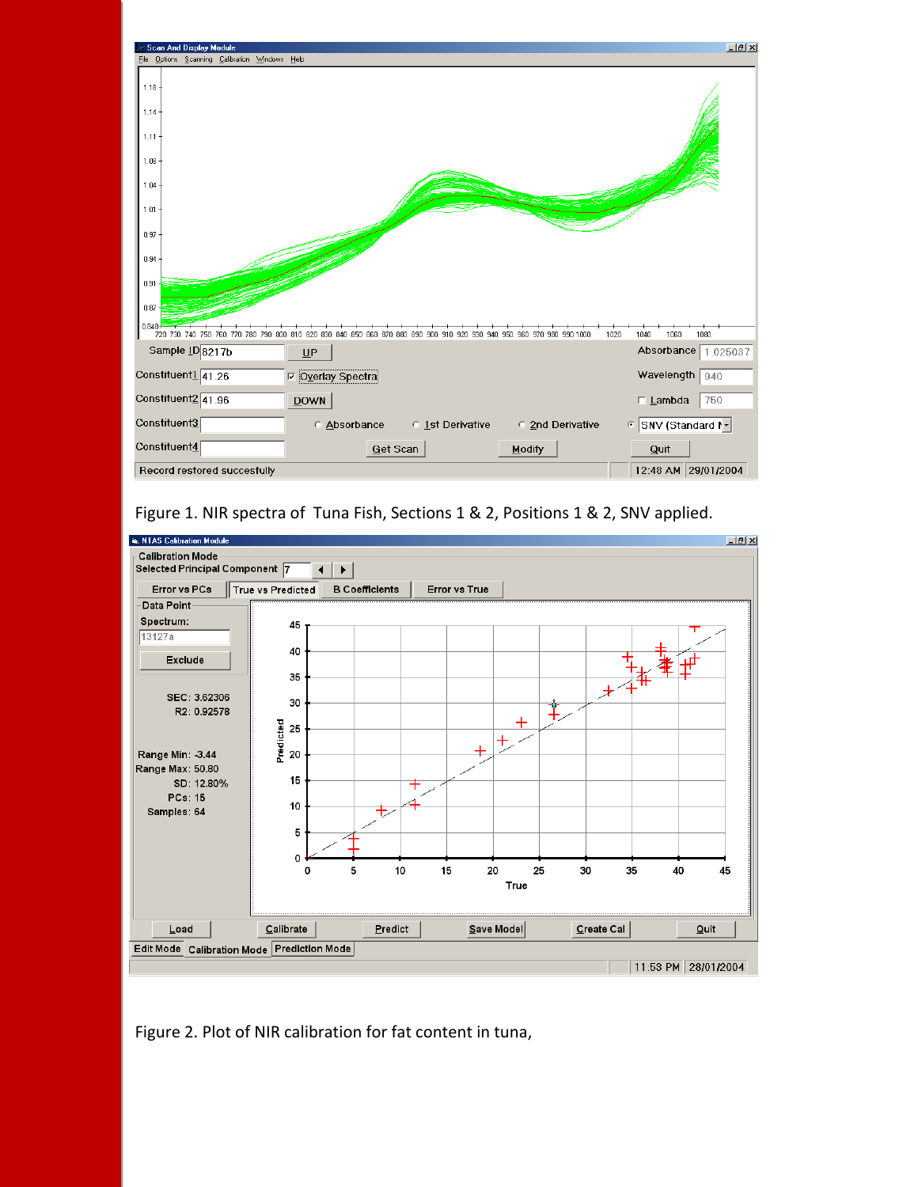Figure 1. NIR spectra of Tuna Fish, Sections 1 & 2, Positions 1 & 2, SNV applied.

Figure 2. Plot of NIR calibration for fat content in tuna,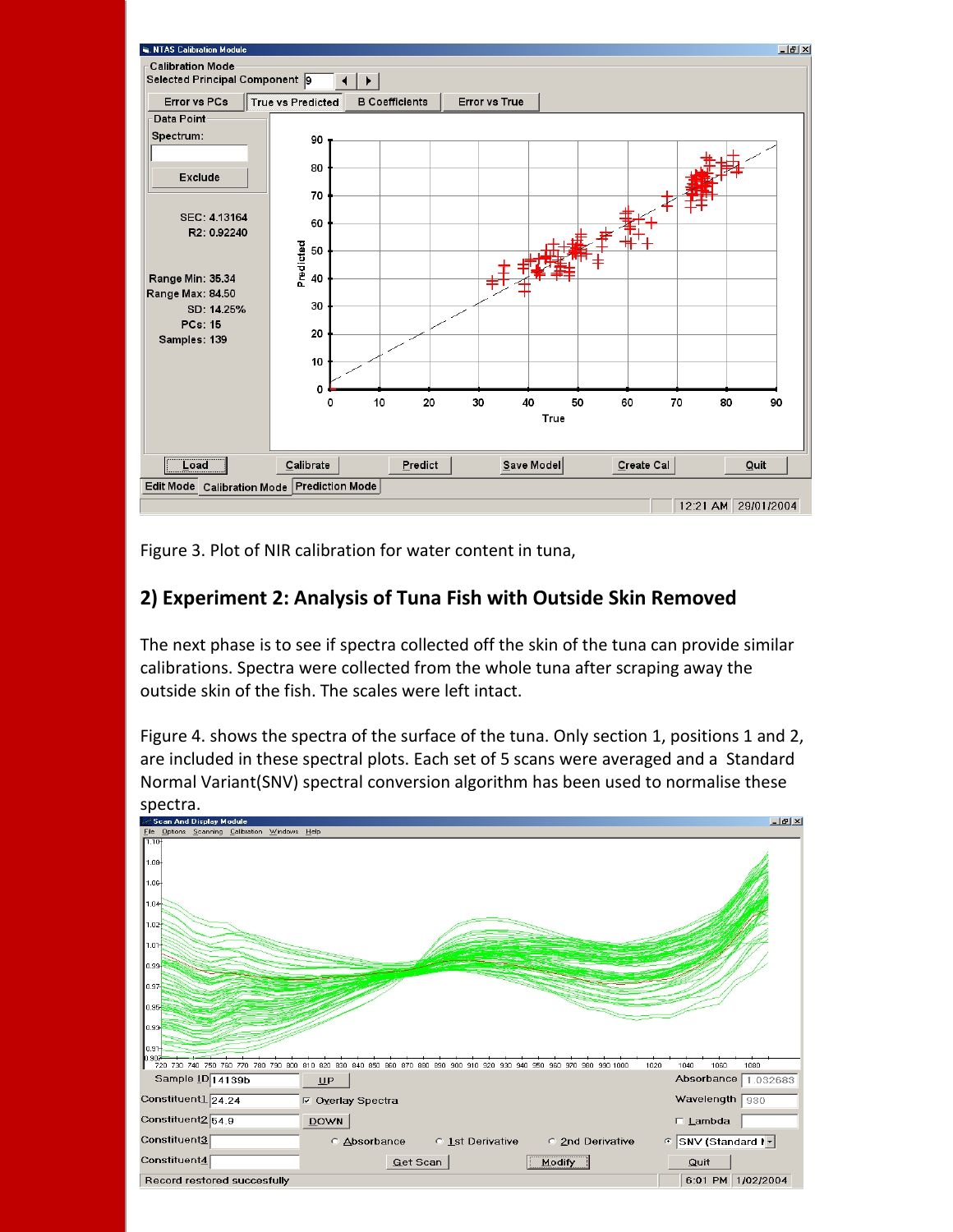Figure 3. Plot of NIR calibration for water content in tuna,

## 2) Experiment 2: Analysis of Tuna Fish with Outside Skin Removed

The next phase is to see if spectra collected off the skin of the tuna can provide similar calibrations. Spectra were collected from the whole tuna after scraping away the outside skin of the fish. The scales were left intact.

Figure 4. shows the spectra of the surface of the tuna. Only section 1, positions 1 and 2, are included in these spectral plots. Each set of 5 scans were averaged and a Standard Normal Variant(SNV) spectral conversion algorithm has been used to normalise these spectra.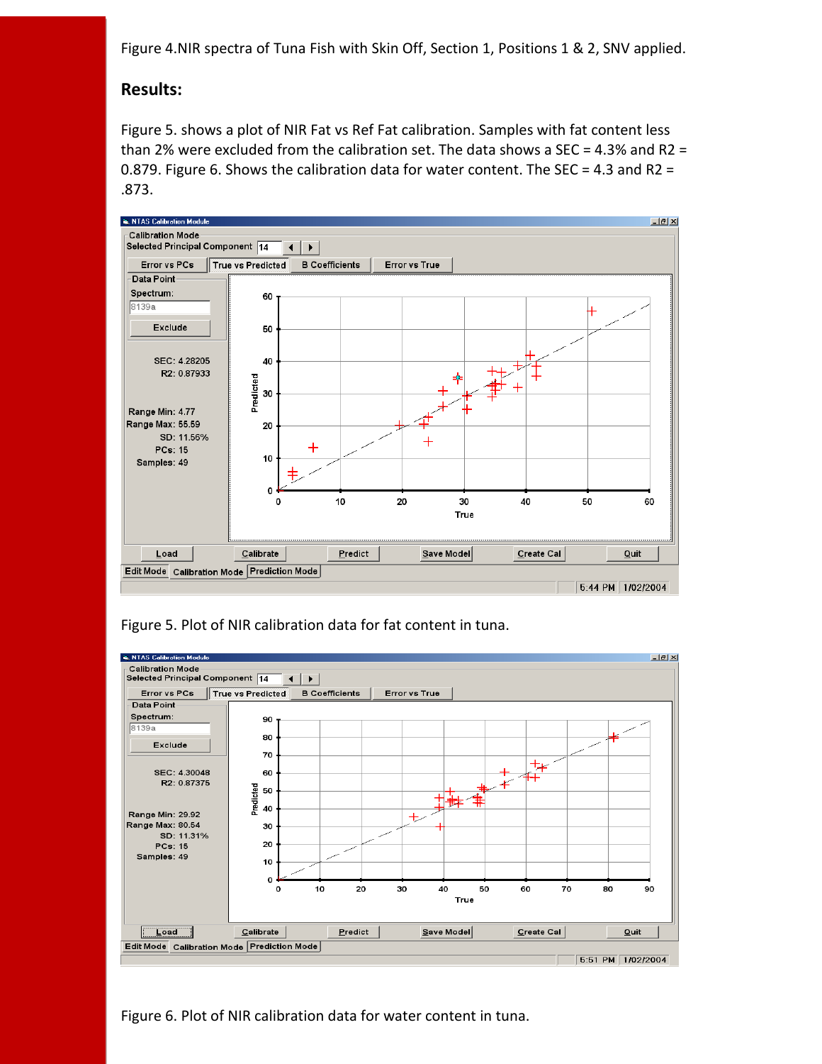Figure 4.NIR spectra of Tuna Fish with Skin Off, Section 1, Positions 1 & 2, SNV applied.

## Results:

Figure 5. shows a plot of NIR Fat vs Ref Fat calibration. Samples with fat content less than 2% were excluded from the calibration set. The data shows a SEC = 4.3% and R2 = 0.879. Figure 6. Shows the calibration data for water content. The SEC = 4.3 and R2 = .873.

Figure 5. Plot of NIR calibration data for fat content in tuna.

Figure 6. Plot of NIR calibration data for water content in tuna.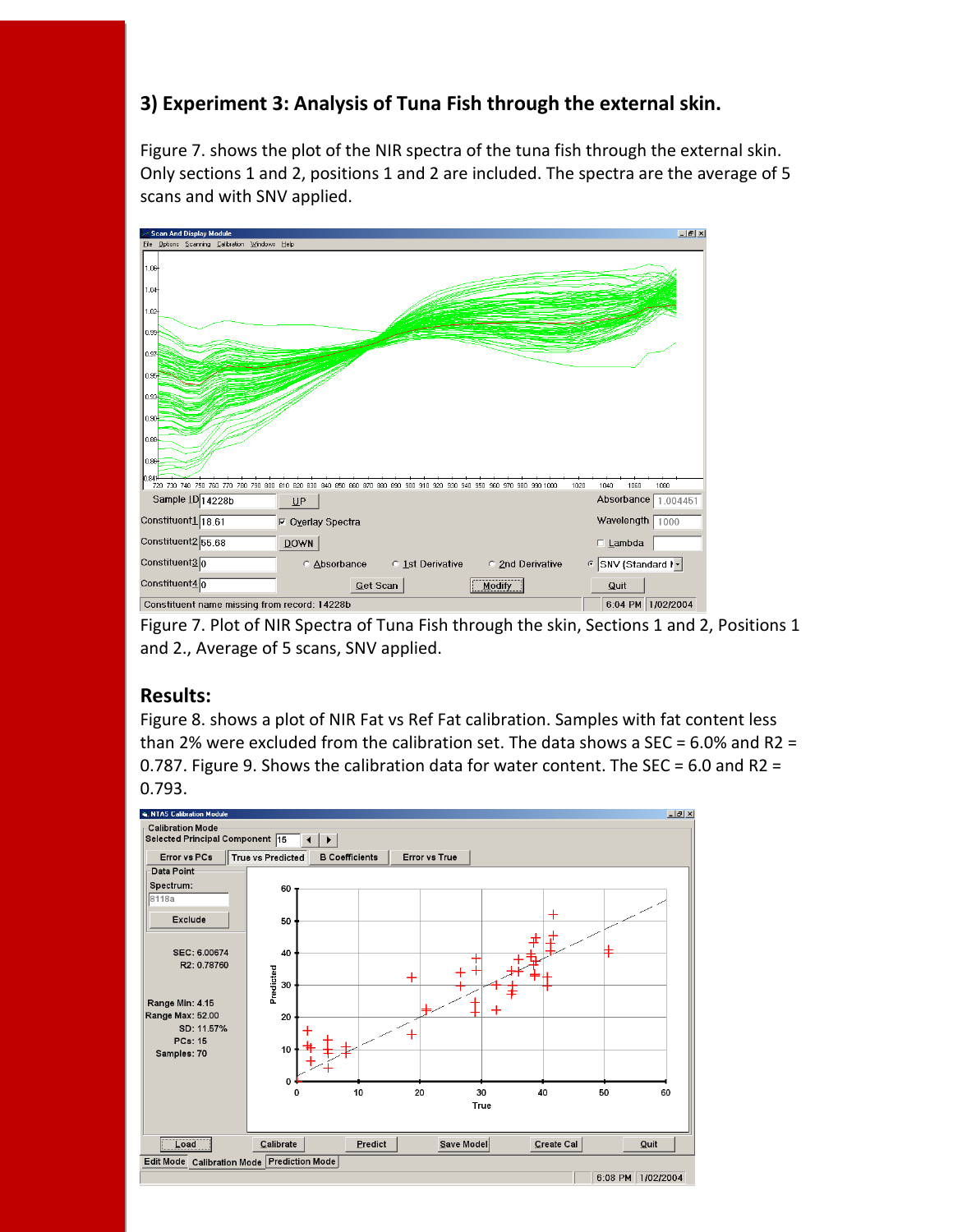### 3) Experiment 3: Analysis of Tuna Fish through the external skin.

Figure 7. shows the plot of the NIR spectra of the tuna fish through the external skin. Only sections 1 and 2, positions 1 and 2 are included. The spectra are the average of 5 scans and with SNV applied.

Figure 7. Plot of NIR Spectra of Tuna Fish through the skin, Sections 1 and 2, Positions 1 and 2., Average of 5 scans, SNV applied.

### Results:

Figure 8. shows a plot of NIR Fat vs Ref Fat calibration. Samples with fat content less than 2% were excluded from the calibration set. The data shows a SEC = 6.0% and R2 = 0.787. Figure 9. Shows the calibration data for water content. The SEC = 6.0 and R2 = 0.793.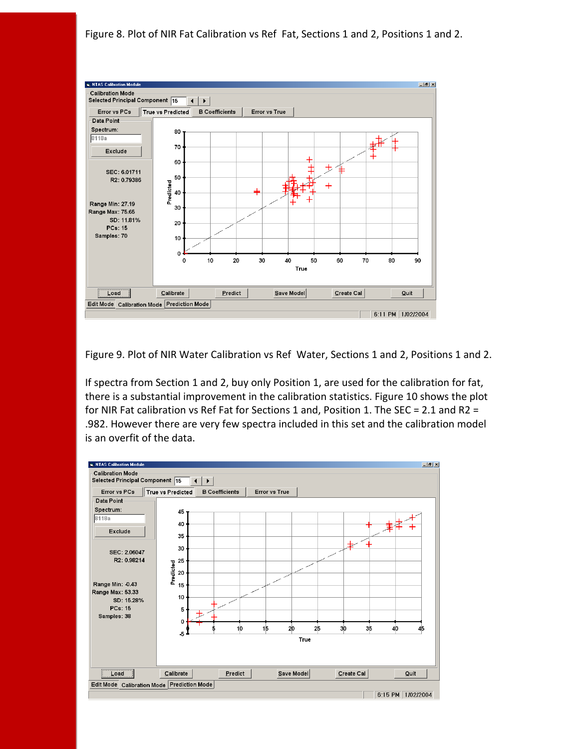Figure 8. Plot of NIR Fat Calibration vs Ref Fat, Sections 1 and 2, Positions 1 and 2.

Figure 9. Plot of NIR Water Calibration vs Ref Water, Sections 1 and 2, Positions 1 and 2.

If spectra from Section 1 and 2, buy only Position 1, are used for the calibration for fat, there is a substantial improvement in the calibration statistics. Figure 10 shows the plot for NIR Fat calibration vs Ref Fat for Sections 1 and, Position 1. The SEC = 2.1 and R2 = .982. However there are very few spectra included in this set and the calibration model is an overfit of the data.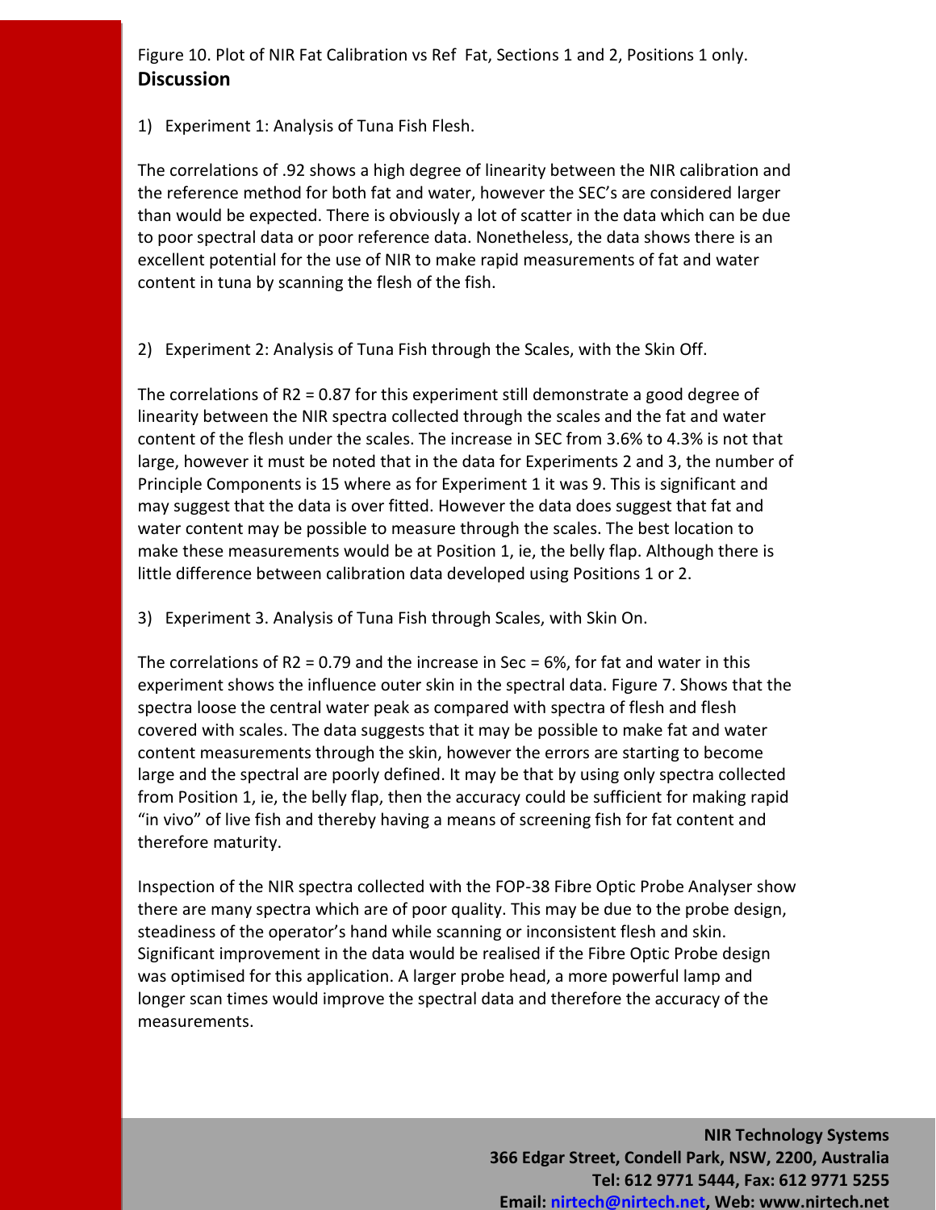Figure 10. Plot of NIR Fat Calibration vs Ref Fat, Sections 1 and 2, Positions 1 only.

## Discussion

1) Experiment 1: Analysis of Tuna Fish Flesh.

The correlations of .92 shows a high degree of linearity between the NIR calibration and the reference method for both fat and water, however the SEC's are considered larger than would be expected. There is obviously a lot of scatter in the data which can be due to poor spectral data or poor reference data. Nonetheless, the data shows there is an excellent potential for the use of NIR to make rapid measurements of fat and water content in tuna by scanning the flesh of the fish.

2) Experiment 2: Analysis of Tuna Fish through the Scales, with the Skin Off.

The correlations of R2 = 0.87 for this experiment still demonstrate a good degree of linearity between the NIR spectra collected through the scales and the fat and water content of the flesh under the scales. The increase in SEC from 3.6% to 4.3% is not that large, however it must be noted that in the data for Experiments 2 and 3, the number of Principle Components is 15 where as for Experiment 1 it was 9. This is significant and may suggest that the data is over fitted. However the data does suggest that fat and water content may be possible to measure through the scales. The best location to make these measurements would be at Position 1, ie, the belly flap. Although there is little difference between calibration data developed using Positions 1 or 2.

3) Experiment 3. Analysis of Tuna Fish through Scales, with Skin On.

The correlations of R2 = 0.79 and the increase in Sec = 6%, for fat and water in this experiment shows the influence outer skin in the spectral data. Figure 7. Shows that the spectra loose the central water peak as compared with spectra of flesh and flesh covered with scales. The data suggests that it may be possible to make fat and water content measurements through the skin, however the errors are starting to become large and the spectral are poorly defined. It may be that by using only spectra collected from Position 1, ie, the belly flap, then the accuracy could be sufficient for making rapid "in vivo" of live fish and thereby having a means of screening fish for fat content and therefore maturity.

Inspection of the NIR spectra collected with the FOP-38 Fibre Optic Probe Analyser show there are many spectra which are of poor quality. This may be due to the probe design, steadiness of the operator's hand while scanning or inconsistent flesh and skin. Significant improvement in the data would be realised if the Fibre Optic Probe design was optimised for this application. A larger probe head, a more powerful lamp and longer scan times would improve the spectral data and therefore the accuracy of the measurements.

**NIR Technology Systems**
**366 Edgar Street, Condell Park, NSW, 2200, Australia**
**Tel: 612 9771 5444, Fax: 612 9771 5255**
**Email: nirtech@nirtech.net, Web: www.nirtech.net**